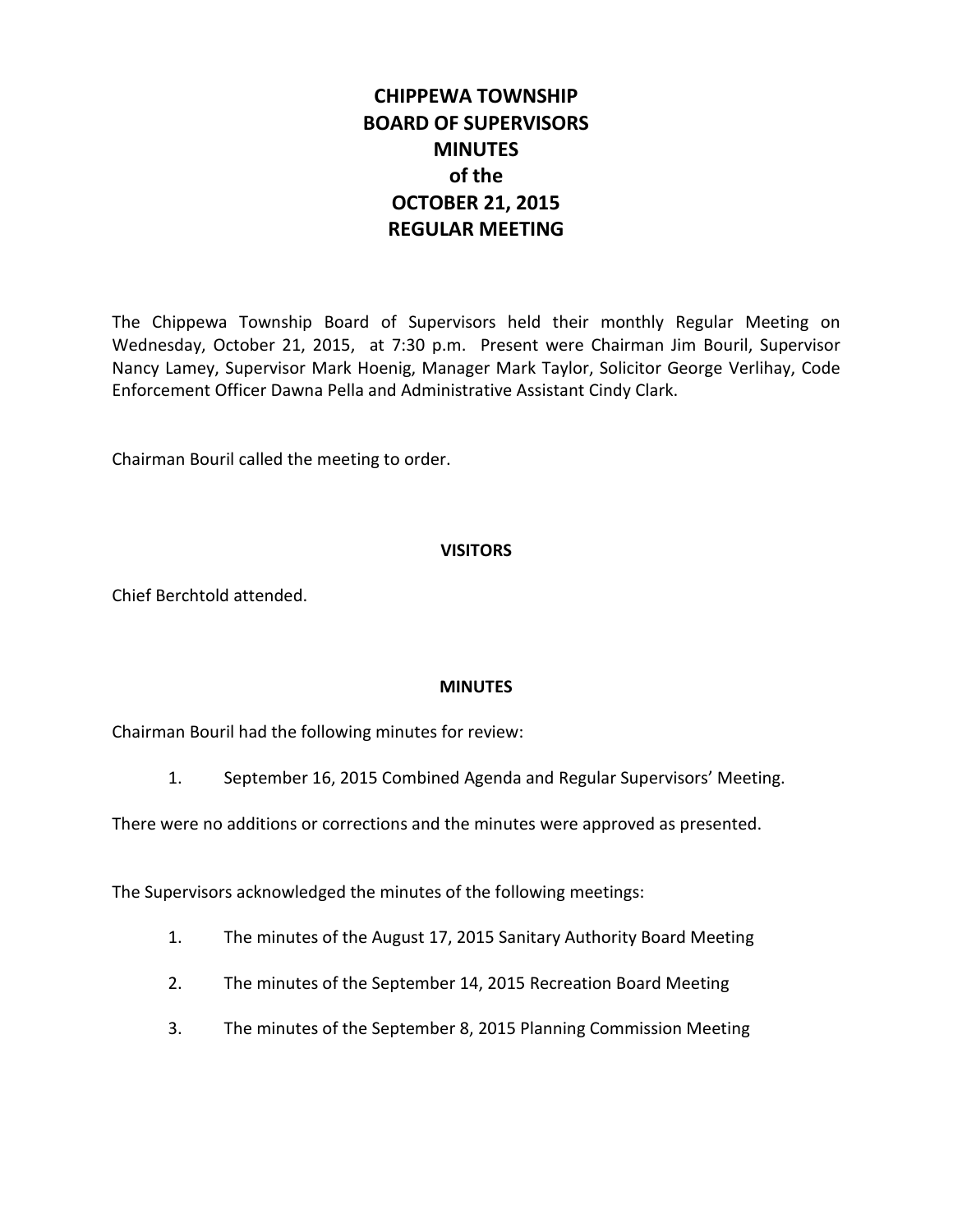# CHIPPEWA TOWNSHIP
# BOARD OF SUPERVISORS
# MINUTES
# of the
# OCTOBER 21, 2015
# REGULAR MEETING

The Chippewa Township Board of Supervisors held their monthly Regular Meeting on Wednesday, October 21, 2015, at 7:30 p.m. Present were Chairman Jim Bouril, Supervisor Nancy Lamey, Supervisor Mark Hoenig, Manager Mark Taylor, Solicitor George Verlihay, Code Enforcement Officer Dawna Pella and Administrative Assistant Cindy Clark.

Chairman Bouril called the meeting to order.

## VISITORS

Chief Berchtold attended.

## MINUTES

Chairman Bouril had the following minutes for review:

1. September 16, 2015 Combined Agenda and Regular Supervisors' Meeting.

There were no additions or corrections and the minutes were approved as presented.

The Supervisors acknowledged the minutes of the following meetings:

1. The minutes of the August 17, 2015 Sanitary Authority Board Meeting
2. The minutes of the September 14, 2015 Recreation Board Meeting
3. The minutes of the September 8, 2015 Planning Commission Meeting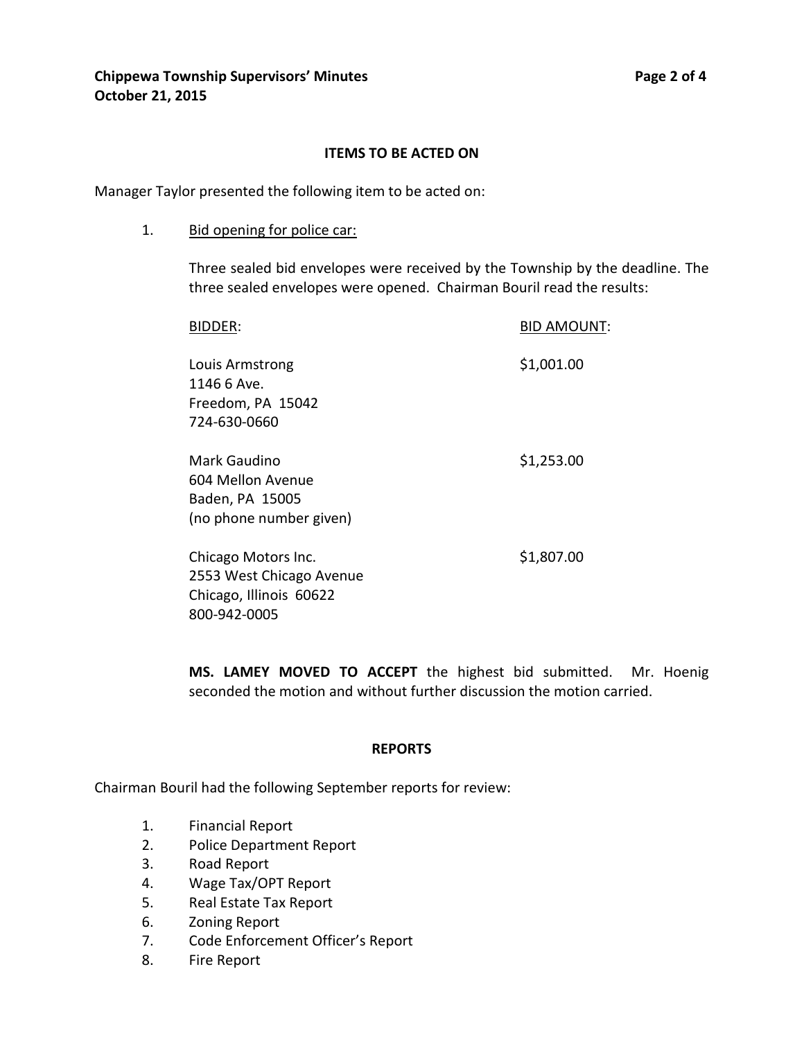## ITEMS TO BE ACTED ON

Manager Taylor presented the following item to be acted on:

1. Bid opening for police car:

   Three sealed bid envelopes were received by the Township by the deadline. The three sealed envelopes were opened. Chairman Bouril read the results:

| BIDDER: | BID AMOUNT: |
|---|---|
| Louis Armstrong<br>1146 6 Ave.<br>Freedom, PA 15042<br>724-630-0660 | $1,001.00 |
| Mark Gaudino<br>604 Mellon Avenue<br>Baden, PA 15005<br>(no phone number given) | $1,253.00 |
| Chicago Motors Inc.<br>2553 West Chicago Avenue<br>Chicago, Illinois 60622<br>800-942-0005 | $1,807.00 |

   **MS. LAMEY MOVED TO ACCEPT** the highest bid submitted. Mr. Hoenig seconded the motion and without further discussion the motion carried.

## REPORTS

Chairman Bouril had the following September reports for review:

1. Financial Report
2. Police Department Report
3. Road Report
4. Wage Tax/OPT Report
5. Real Estate Tax Report
6. Zoning Report
7. Code Enforcement Officer's Report
8. Fire Report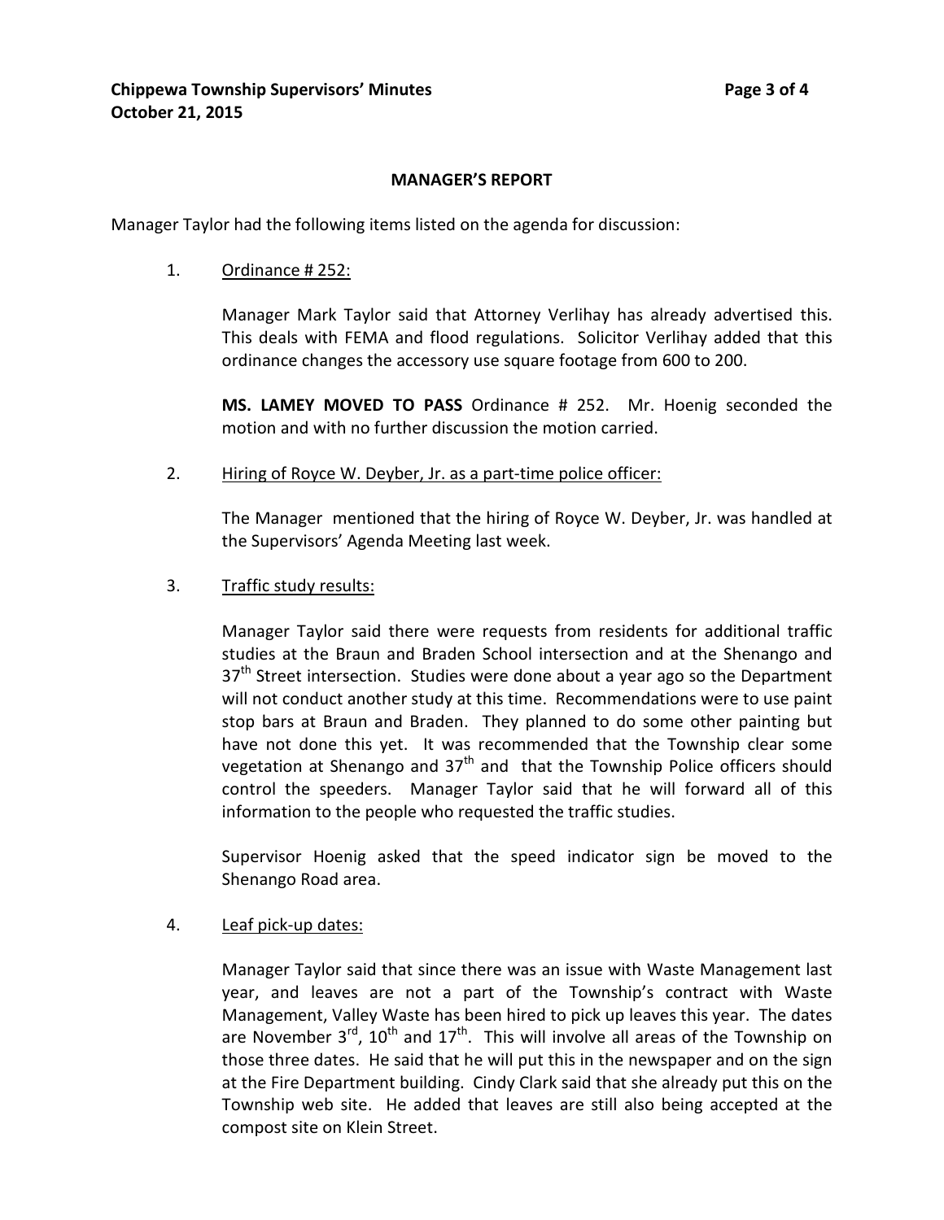## MANAGER'S REPORT

Manager Taylor had the following items listed on the agenda for discussion:

1. Ordinance # 252:

   Manager Mark Taylor said that Attorney Verlihay has already advertised this. This deals with FEMA and flood regulations. Solicitor Verlihay added that this ordinance changes the accessory use square footage from 600 to 200.

   **MS. LAMEY MOVED TO PASS** Ordinance # 252. Mr. Hoenig seconded the motion and with no further discussion the motion carried.

2. Hiring of Royce W. Deyber, Jr. as a part-time police officer:

   The Manager mentioned that the hiring of Royce W. Deyber, Jr. was handled at the Supervisors' Agenda Meeting last week.

3. Traffic study results:

   Manager Taylor said there were requests from residents for additional traffic studies at the Braun and Braden School intersection and at the Shenango and 37th Street intersection. Studies were done about a year ago so the Department will not conduct another study at this time. Recommendations were to use paint stop bars at Braun and Braden. They planned to do some other painting but have not done this yet. It was recommended that the Township clear some vegetation at Shenango and 37th and that the Township Police officers should control the speeders. Manager Taylor said that he will forward all of this information to the people who requested the traffic studies.

   Supervisor Hoenig asked that the speed indicator sign be moved to the Shenango Road area.

4. Leaf pick-up dates:

   Manager Taylor said that since there was an issue with Waste Management last year, and leaves are not a part of the Township's contract with Waste Management, Valley Waste has been hired to pick up leaves this year. The dates are November 3rd, 10th and 17th. This will involve all areas of the Township on those three dates. He said that he will put this in the newspaper and on the sign at the Fire Department building. Cindy Clark said that she already put this on the Township web site. He added that leaves are still also being accepted at the compost site on Klein Street.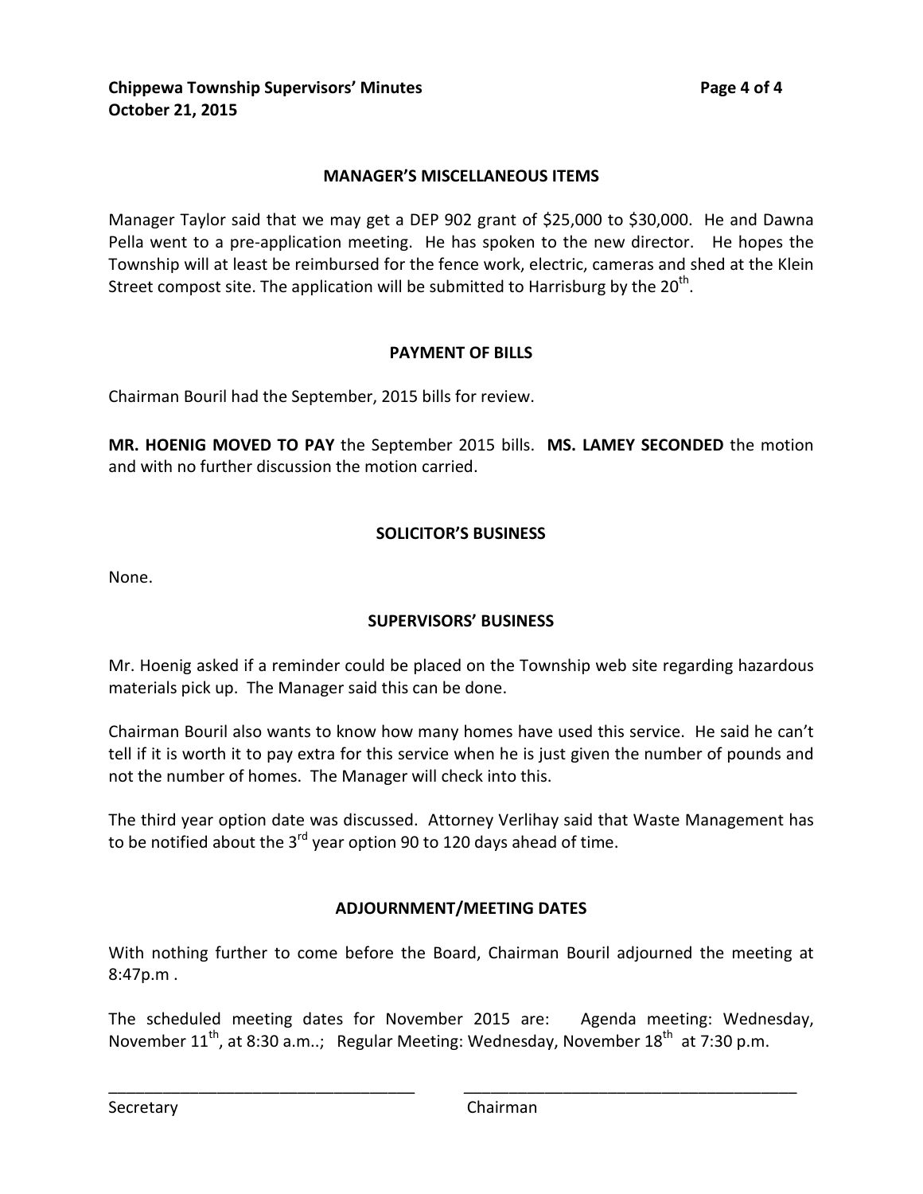## MANAGER'S MISCELLANEOUS ITEMS

Manager Taylor said that we may get a DEP 902 grant of $25,000 to $30,000. He and Dawna Pella went to a pre-application meeting. He has spoken to the new director. He hopes the Township will at least be reimbursed for the fence work, electric, cameras and shed at the Klein Street compost site. The application will be submitted to Harrisburg by the 20th.

## PAYMENT OF BILLS

Chairman Bouril had the September, 2015 bills for review.

**MR. HOENIG MOVED TO PAY** the September 2015 bills. **MS. LAMEY SECONDED** the motion and with no further discussion the motion carried.

## SOLICITOR'S BUSINESS

None.

## SUPERVISORS' BUSINESS

Mr. Hoenig asked if a reminder could be placed on the Township web site regarding hazardous materials pick up. The Manager said this can be done.

Chairman Bouril also wants to know how many homes have used this service. He said he can't tell if it is worth it to pay extra for this service when he is just given the number of pounds and not the number of homes. The Manager will check into this.

The third year option date was discussed. Attorney Verlihay said that Waste Management has to be notified about the 3rd year option 90 to 120 days ahead of time.

## ADJOURNMENT/MEETING DATES

With nothing further to come before the Board, Chairman Bouril adjourned the meeting at 8:47p.m .

The scheduled meeting dates for November 2015 are: Agenda meeting: Wednesday, November 11th, at 8:30 a.m..; Regular Meeting: Wednesday, November 18th at 7:30 p.m.

\_\_\_\_\_\_\_\_\_\_\_\_\_\_\_\_\_\_\_\_\_\_\_\_\_\_\_\_\_\_\_\_\_\_\_ \_\_\_\_\_\_\_\_\_\_\_\_\_\_\_\_\_\_\_\_\_\_\_\_\_\_\_\_\_\_\_\_\_\_\_\_\_\_

Secretary Chairman